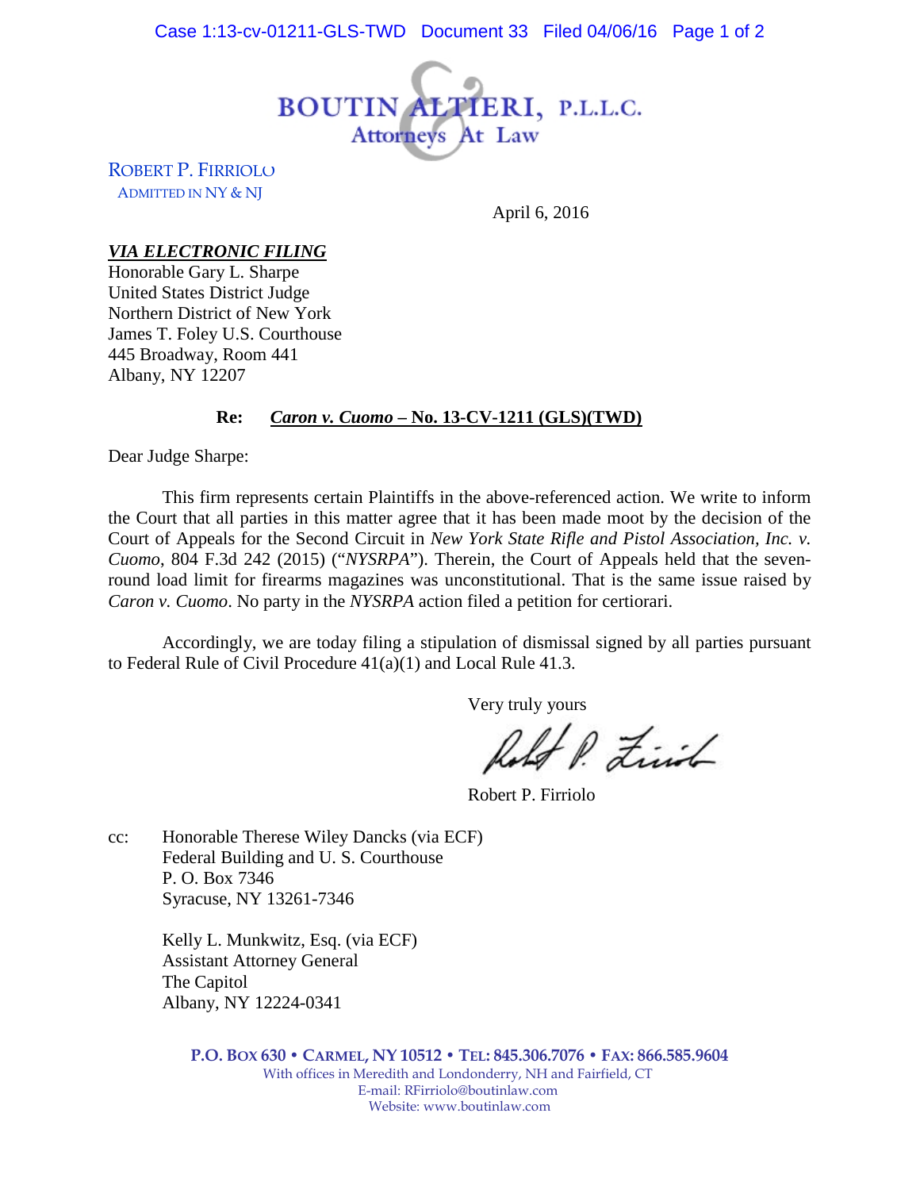# BOUTIN & ALTIERI, P.L.L.C.

Attorneys At Law

ROBERT P. FIRRIOLO
ADMITTED IN NY & NJ

April 6, 2016

***VIA ELECTRONIC FILING***
Honorable Gary L. Sharpe
United States District Judge
Northern District of New York
James T. Foley U.S. Courthouse
445 Broadway, Room 441
Albany, NY 12207

**Re: *Caron v. Cuomo* – No. 13-CV-1211 (GLS)(TWD)**

Dear Judge Sharpe:

This firm represents certain Plaintiffs in the above-referenced action. We write to inform the Court that all parties in this matter agree that it has been made moot by the decision of the Court of Appeals for the Second Circuit in *New York State Rifle and Pistol Association, Inc. v. Cuomo*, 804 F.3d 242 (2015) ("*NYSRPA*"). Therein, the Court of Appeals held that the seven-round load limit for firearms magazines was unconstitutional. That is the same issue raised by *Caron v. Cuomo*. No party in the *NYSRPA* action filed a petition for certiorari.

Accordingly, we are today filing a stipulation of dismissal signed by all parties pursuant to Federal Rule of Civil Procedure 41(a)(1) and Local Rule 41.3.

Very truly yours

Robert P. Firriolo

cc: Honorable Therese Wiley Dancks (via ECF)
Federal Building and U. S. Courthouse
P. O. Box 7346
Syracuse, NY 13261-7346

Kelly L. Munkwitz, Esq. (via ECF)
Assistant Attorney General
The Capitol
Albany, NY 12224-0341

**P.O. BOX 630 • CARMEL, NY 10512 • TEL: 845.306.7076 • FAX: 866.585.9604**
With offices in Meredith and Londonderry, NH and Fairfield, CT
E-mail: RFirriolo@boutinlaw.com
Website: www.boutinlaw.com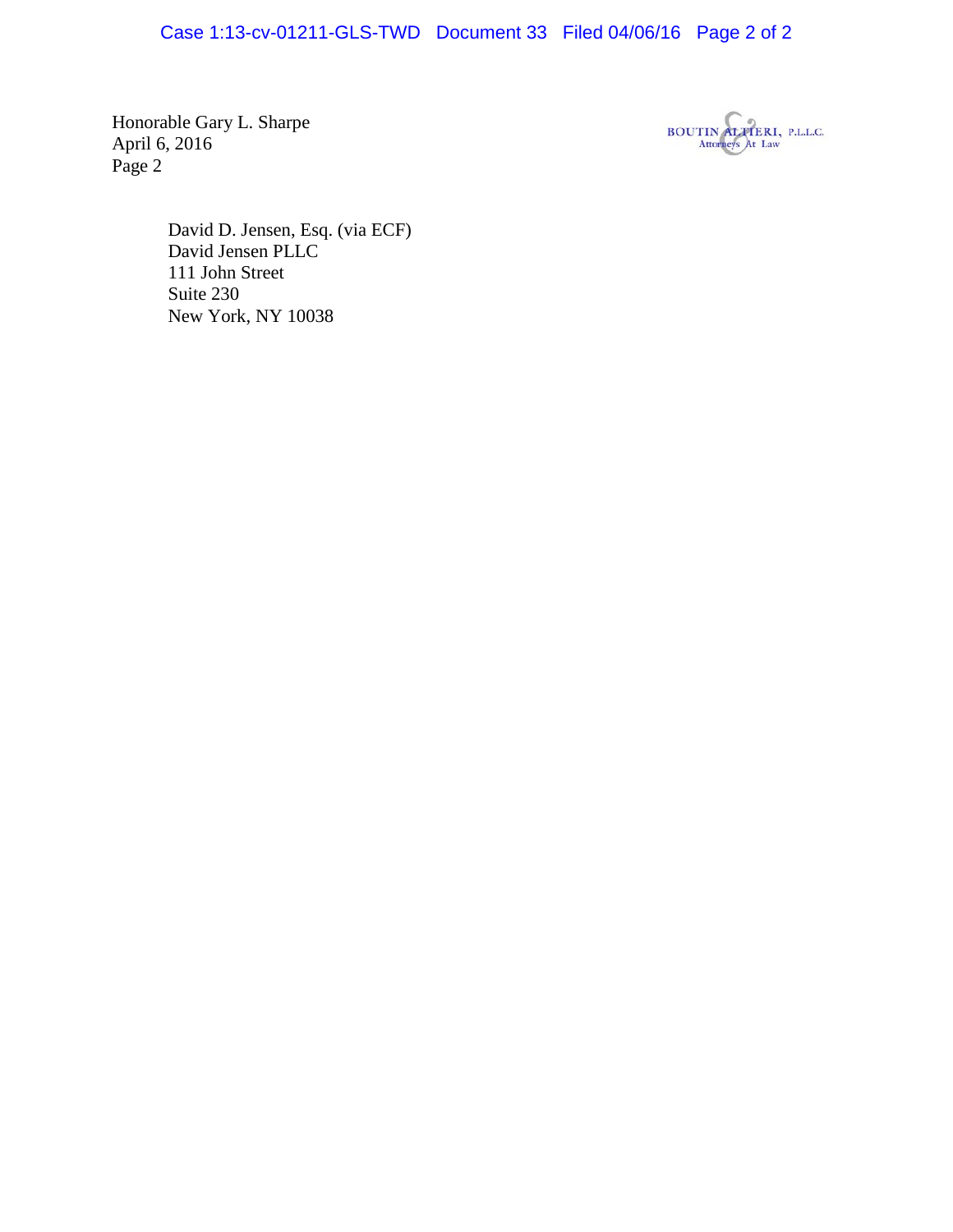Honorable Gary L. Sharpe
April 6, 2016
Page 2

BOUTIN & ALTIERI, P.L.L.C.
Attorneys At Law

David D. Jensen, Esq. (via ECF)
David Jensen PLLC
111 John Street
Suite 230
New York, NY 10038